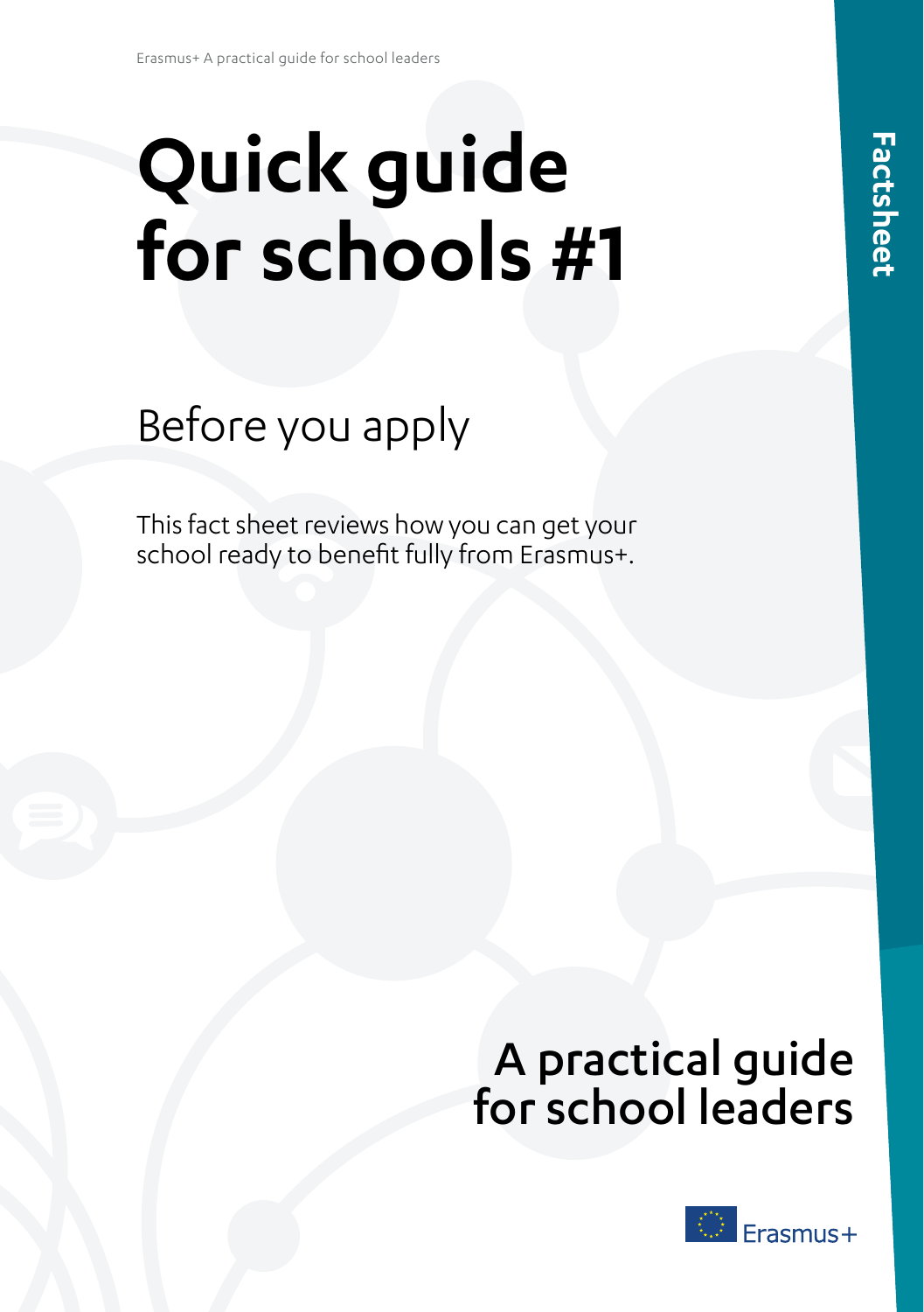# Quick guide for schools #1

## Before you apply

This fact sheet reviews how you can get your school ready to benefit fully from Erasmus+.

Factsheet

A practical guide for school leaders

Erasmus+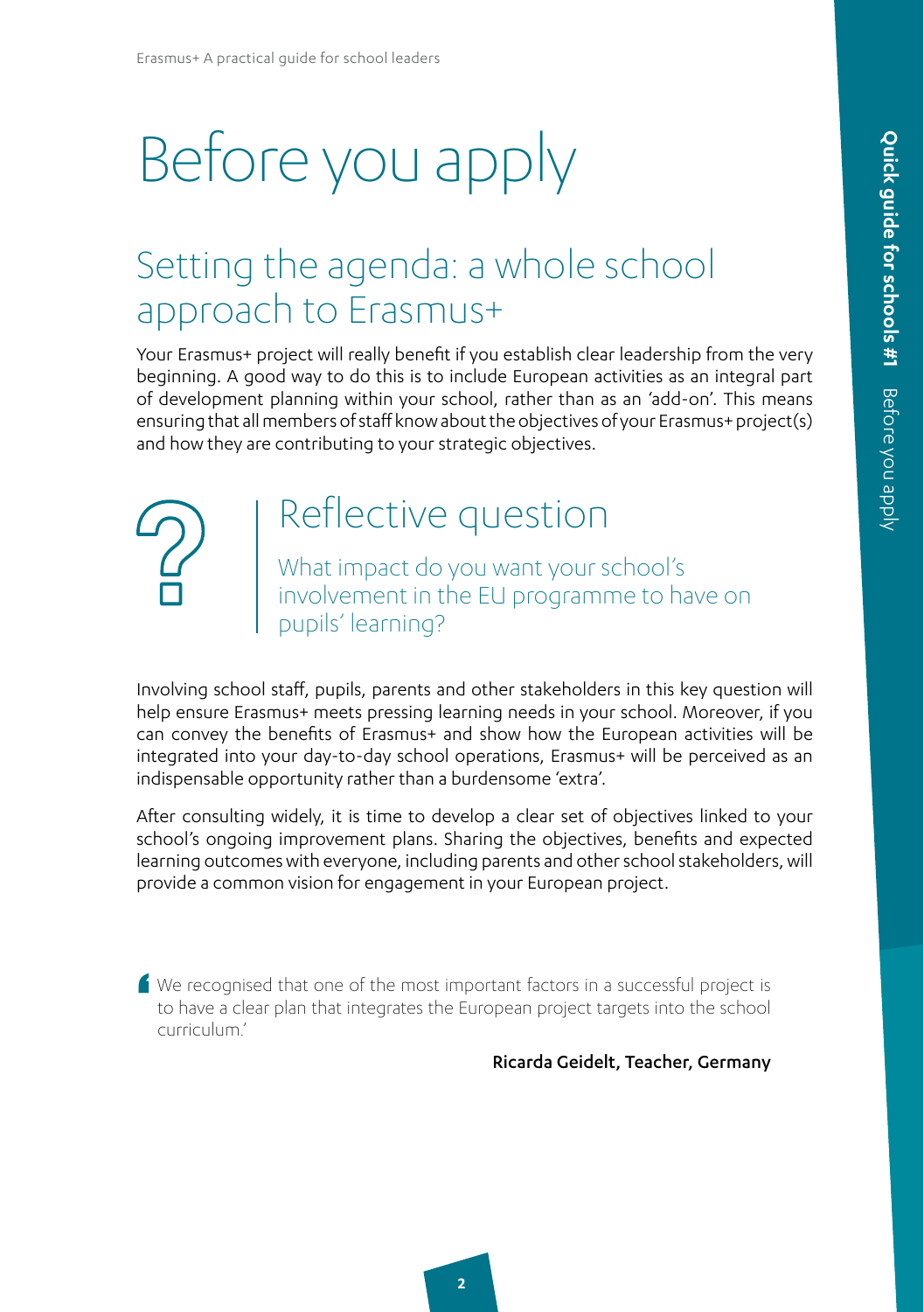# Before you apply

## Setting the agenda: a whole school approach to Erasmus+

Your Erasmus+ project will really benefit if you establish clear leadership from the very beginning. A good way to do this is to include European activities as an integral part of development planning within your school, rather than as an 'add-on'. This means ensuring that all members of staff know about the objectives of your Erasmus+ project(s) and how they are contributing to your strategic objectives.

### Reflective question

What impact do you want your school's involvement in the EU programme to have on pupils' learning?

Involving school staff, pupils, parents and other stakeholders in this key question will help ensure Erasmus+ meets pressing learning needs in your school. Moreover, if you can convey the benefits of Erasmus+ and show how the European activities will be integrated into your day-to-day school operations, Erasmus+ will be perceived as an indispensable opportunity rather than a burdensome 'extra'.

After consulting widely, it is time to develop a clear set of objectives linked to your school's ongoing improvement plans. Sharing the objectives, benefits and expected learning outcomes with everyone, including parents and other school stakeholders, will provide a common vision for engagement in your European project.

> 'We recognised that one of the most important factors in a successful project is to have a clear plan that integrates the European project targets into the school curriculum.'
>
> **Ricarda Geidelt, Teacher, Germany**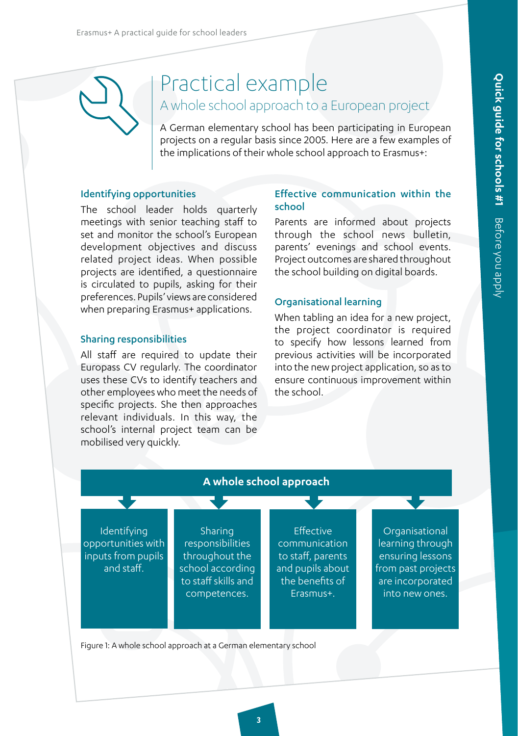# Practical example

## A whole school approach to a European project

A German elementary school has been participating in European projects on a regular basis since 2005. Here are a few examples of the implications of their whole school approach to Erasmus+:

### Identifying opportunities

The school leader holds quarterly meetings with senior teaching staff to set and monitor the school's European development objectives and discuss related project ideas. When possible projects are identified, a questionnaire is circulated to pupils, asking for their preferences. Pupils' views are considered when preparing Erasmus+ applications.

### Sharing responsibilities

All staff are required to update their Europass CV regularly. The coordinator uses these CVs to identify teachers and other employees who meet the needs of specific projects. She then approaches relevant individuals. In this way, the school's internal project team can be mobilised very quickly.

### Effective communication within the school

Parents are informed about projects through the school news bulletin, parents' evenings and school events. Project outcomes are shared throughout the school building on digital boards.

### Organisational learning

When tabling an idea for a new project, the project coordinator is required to specify how lessons learned from previous activities will be incorporated into the new project application, so as to ensure continuous improvement within the school.

**A whole school approach**

- Identifying opportunities with inputs from pupils and staff.
- Sharing responsibilities throughout the school according to staff skills and competences.
- Effective communication to staff, parents and pupils about the benefits of Erasmus+.
- Organisational learning through ensuring lessons from past projects are incorporated into new ones.

Figure 1: A whole school approach at a German elementary school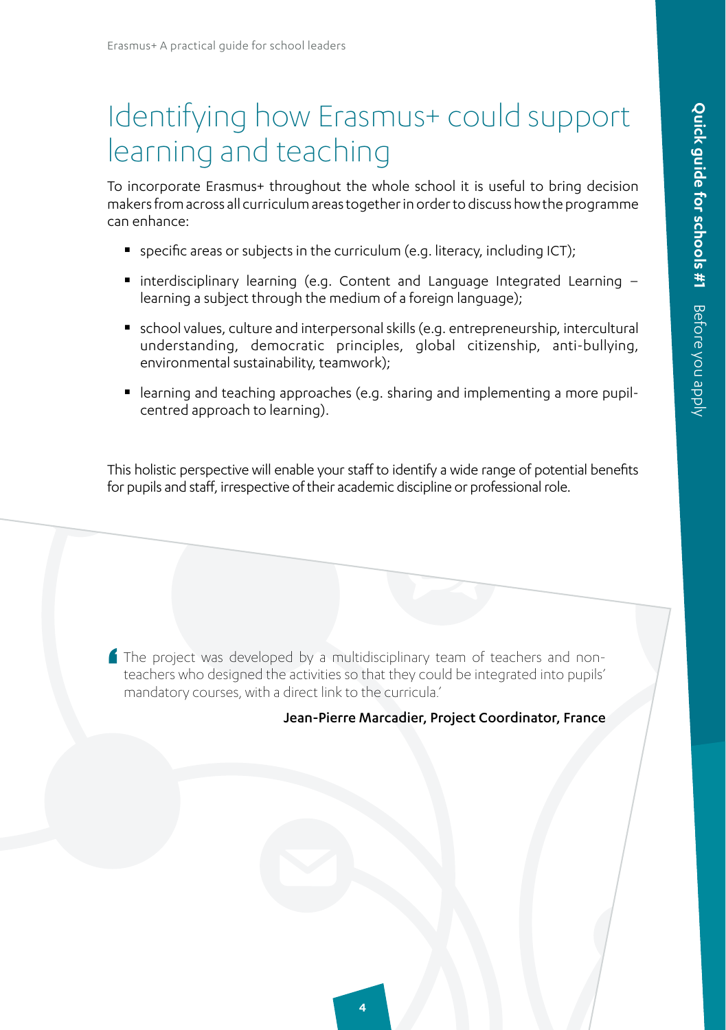# Identifying how Erasmus+ could support learning and teaching

To incorporate Erasmus+ throughout the whole school it is useful to bring decision makers from across all curriculum areas together in order to discuss how the programme can enhance:

- specific areas or subjects in the curriculum (e.g. literacy, including ICT);
- interdisciplinary learning (e.g. Content and Language Integrated Learning – learning a subject through the medium of a foreign language);
- school values, culture and interpersonal skills (e.g. entrepreneurship, intercultural understanding, democratic principles, global citizenship, anti-bullying, environmental sustainability, teamwork);
- learning and teaching approaches (e.g. sharing and implementing a more pupil-centred approach to learning).

This holistic perspective will enable your staff to identify a wide range of potential benefits for pupils and staff, irrespective of their academic discipline or professional role.

> 'The project was developed by a multidisciplinary team of teachers and non-teachers who designed the activities so that they could be integrated into pupils' mandatory courses, with a direct link to the curricula.'
>
> **Jean-Pierre Marcadier, Project Coordinator, France**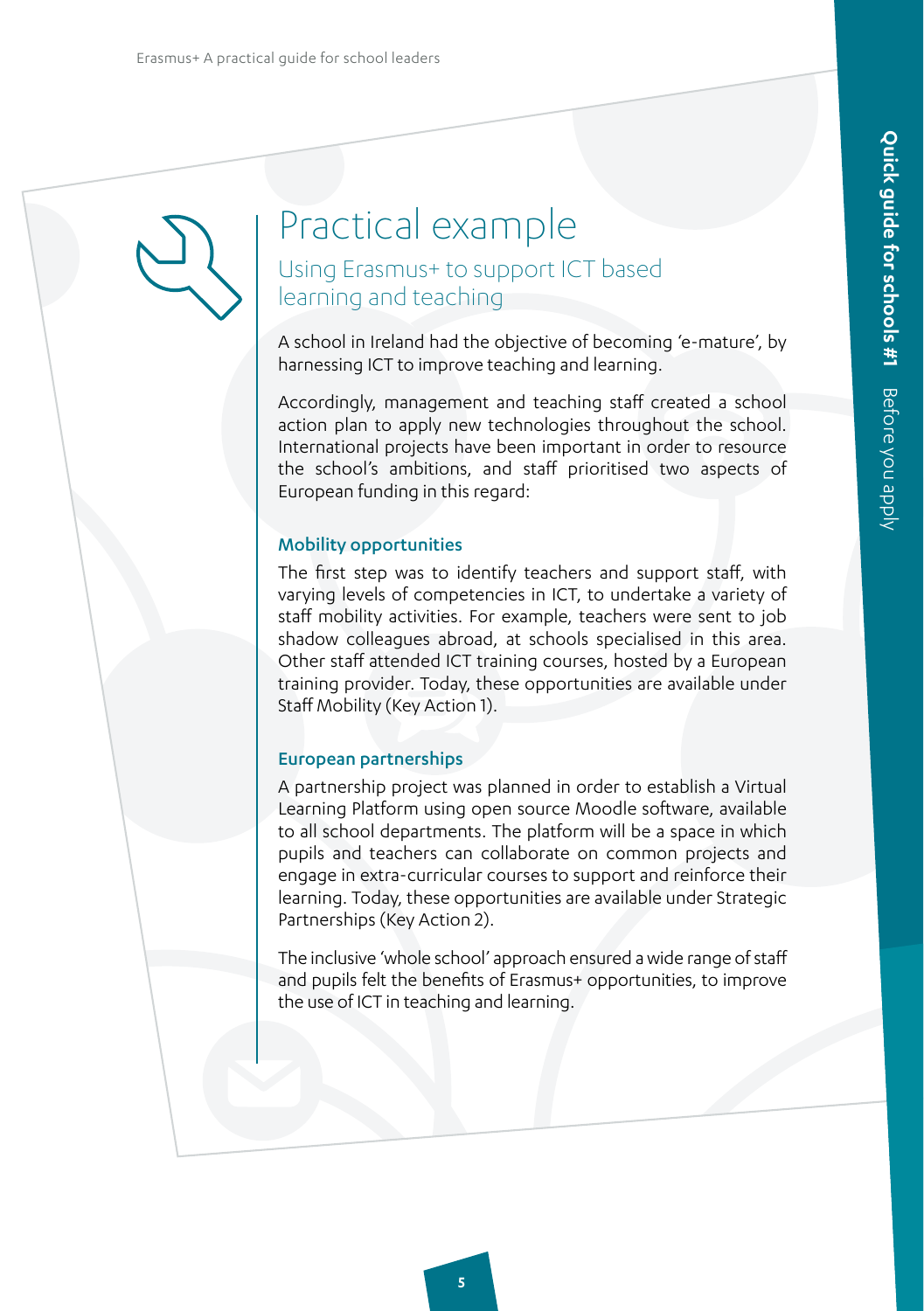# Practical example

## Using Erasmus+ to support ICT based learning and teaching

A school in Ireland had the objective of becoming 'e-mature', by harnessing ICT to improve teaching and learning.

Accordingly, management and teaching staff created a school action plan to apply new technologies throughout the school. International projects have been important in order to resource the school's ambitions, and staff prioritised two aspects of European funding in this regard:

### Mobility opportunities

The first step was to identify teachers and support staff, with varying levels of competencies in ICT, to undertake a variety of staff mobility activities. For example, teachers were sent to job shadow colleagues abroad, at schools specialised in this area. Other staff attended ICT training courses, hosted by a European training provider. Today, these opportunities are available under Staff Mobility (Key Action 1).

### European partnerships

A partnership project was planned in order to establish a Virtual Learning Platform using open source Moodle software, available to all school departments. The platform will be a space in which pupils and teachers can collaborate on common projects and engage in extra-curricular courses to support and reinforce their learning. Today, these opportunities are available under Strategic Partnerships (Key Action 2).

The inclusive 'whole school' approach ensured a wide range of staff and pupils felt the benefits of Erasmus+ opportunities, to improve the use of ICT in teaching and learning.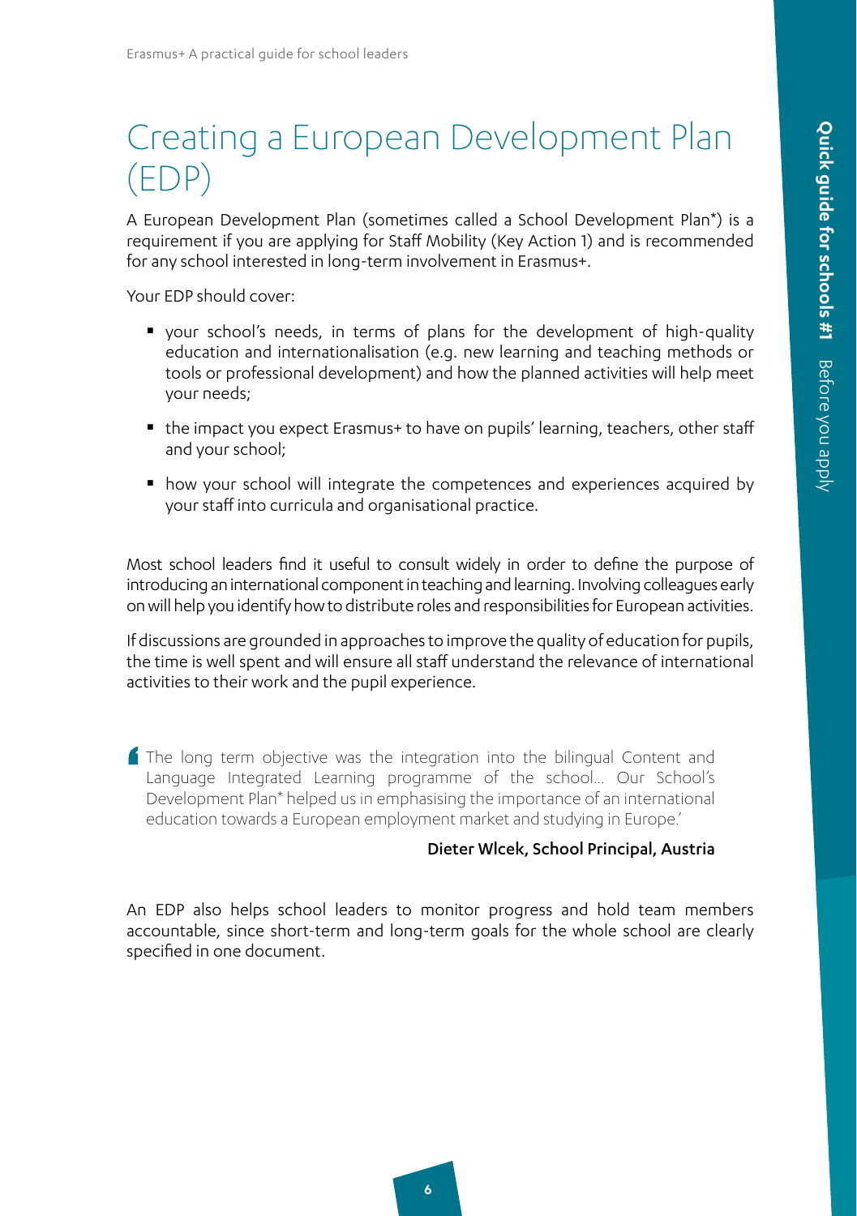# Creating a European Development Plan (EDP)

A European Development Plan (sometimes called a School Development Plan*) is a requirement if you are applying for Staff Mobility (Key Action 1) and is recommended for any school interested in long-term involvement in Erasmus+.

Your EDP should cover:

- your school's needs, in terms of plans for the development of high-quality education and internationalisation (e.g. new learning and teaching methods or tools or professional development) and how the planned activities will help meet your needs;
- the impact you expect Erasmus+ to have on pupils' learning, teachers, other staff and your school;
- how your school will integrate the competences and experiences acquired by your staff into curricula and organisational practice.

Most school leaders find it useful to consult widely in order to define the purpose of introducing an international component in teaching and learning. Involving colleagues early on will help you identify how to distribute roles and responsibilities for European activities.

If discussions are grounded in approaches to improve the quality of education for pupils, the time is well spent and will ensure all staff understand the relevance of international activities to their work and the pupil experience.

> 'The long term objective was the integration into the bilingual Content and Language Integrated Learning programme of the school... Our School's Development Plan* helped us in emphasising the importance of an international education towards a European employment market and studying in Europe.'
>
> **Dieter Wlcek, School Principal, Austria**

An EDP also helps school leaders to monitor progress and hold team members accountable, since short-term and long-term goals for the whole school are clearly specified in one document.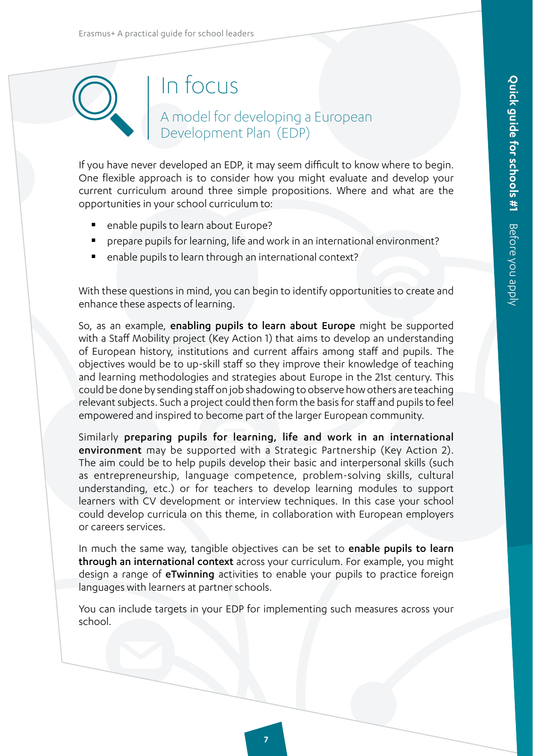# In focus

## A model for developing a European Development Plan (EDP)

If you have never developed an EDP, it may seem difficult to know where to begin. One flexible approach is to consider how you might evaluate and develop your current curriculum around three simple propositions. Where and what are the opportunities in your school curriculum to:

- enable pupils to learn about Europe?
- prepare pupils for learning, life and work in an international environment?
- enable pupils to learn through an international context?

With these questions in mind, you can begin to identify opportunities to create and enhance these aspects of learning.

So, as an example, **enabling pupils to learn about Europe** might be supported with a Staff Mobility project (Key Action 1) that aims to develop an understanding of European history, institutions and current affairs among staff and pupils. The objectives would be to up-skill staff so they improve their knowledge of teaching and learning methodologies and strategies about Europe in the 21st century. This could be done by sending staff on job shadowing to observe how others are teaching relevant subjects. Such a project could then form the basis for staff and pupils to feel empowered and inspired to become part of the larger European community.

Similarly **preparing pupils for learning, life and work in an international environment** may be supported with a Strategic Partnership (Key Action 2). The aim could be to help pupils develop their basic and interpersonal skills (such as entrepreneurship, language competence, problem-solving skills, cultural understanding, etc.) or for teachers to develop learning modules to support learners with CV development or interview techniques. In this case your school could develop curricula on this theme, in collaboration with European employers or careers services.

In much the same way, tangible objectives can be set to **enable pupils to learn through an international context** across your curriculum. For example, you might design a range of **eTwinning** activities to enable your pupils to practice foreign languages with learners at partner schools.

You can include targets in your EDP for implementing such measures across your school.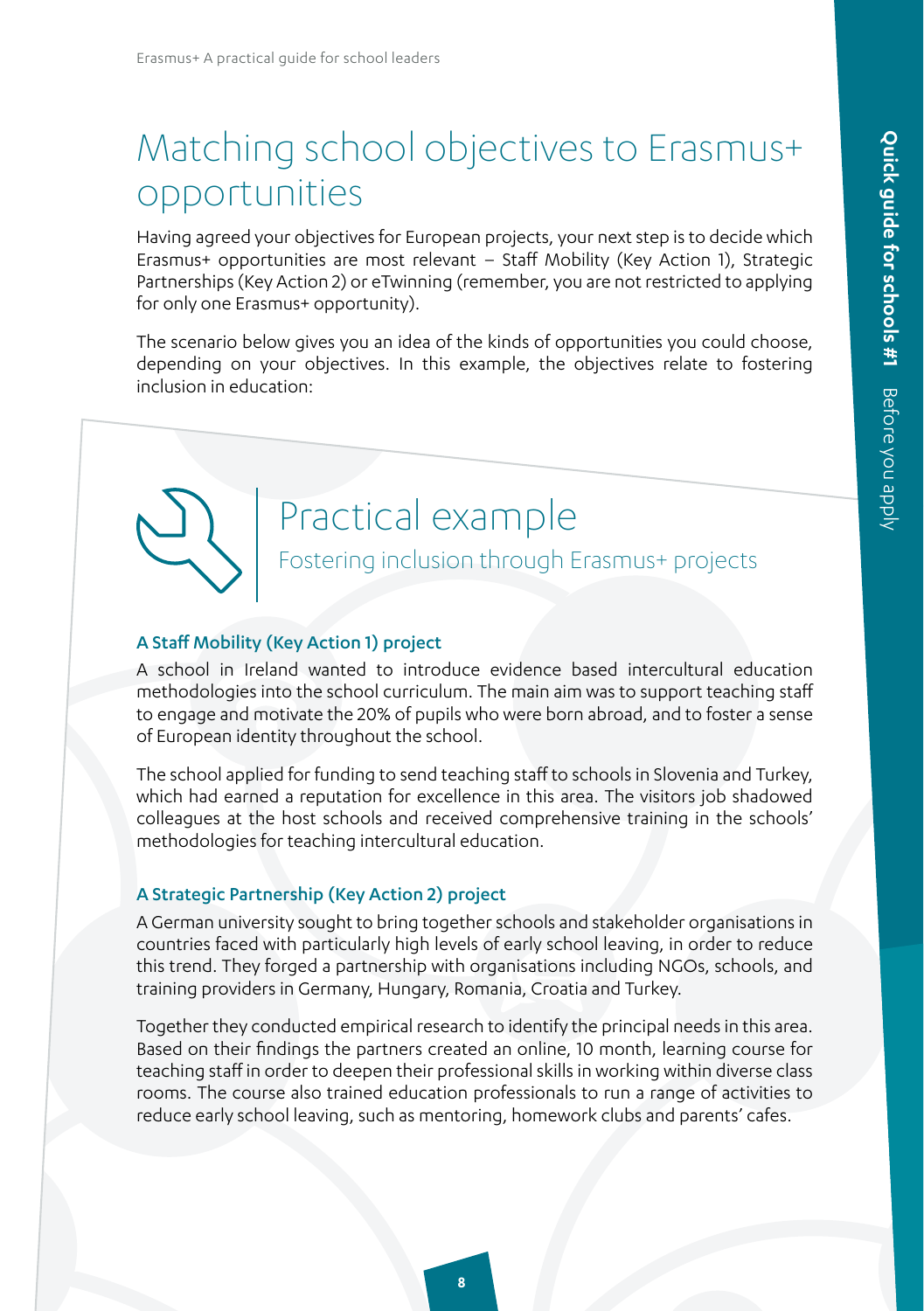# Matching school objectives to Erasmus+ opportunities

Having agreed your objectives for European projects, your next step is to decide which Erasmus+ opportunities are most relevant – Staff Mobility (Key Action 1), Strategic Partnerships (Key Action 2) or eTwinning (remember, you are not restricted to applying for only one Erasmus+ opportunity).

The scenario below gives you an idea of the kinds of opportunities you could choose, depending on your objectives. In this example, the objectives relate to fostering inclusion in education:

## Practical example

### Fostering inclusion through Erasmus+ projects

**A Staff Mobility (Key Action 1) project**

A school in Ireland wanted to introduce evidence based intercultural education methodologies into the school curriculum. The main aim was to support teaching staff to engage and motivate the 20% of pupils who were born abroad, and to foster a sense of European identity throughout the school.

The school applied for funding to send teaching staff to schools in Slovenia and Turkey, which had earned a reputation for excellence in this area. The visitors job shadowed colleagues at the host schools and received comprehensive training in the schools' methodologies for teaching intercultural education.

**A Strategic Partnership (Key Action 2) project**

A German university sought to bring together schools and stakeholder organisations in countries faced with particularly high levels of early school leaving, in order to reduce this trend. They forged a partnership with organisations including NGOs, schools, and training providers in Germany, Hungary, Romania, Croatia and Turkey.

Together they conducted empirical research to identify the principal needs in this area. Based on their findings the partners created an online, 10 month, learning course for teaching staff in order to deepen their professional skills in working within diverse class rooms. The course also trained education professionals to run a range of activities to reduce early school leaving, such as mentoring, homework clubs and parents' cafes.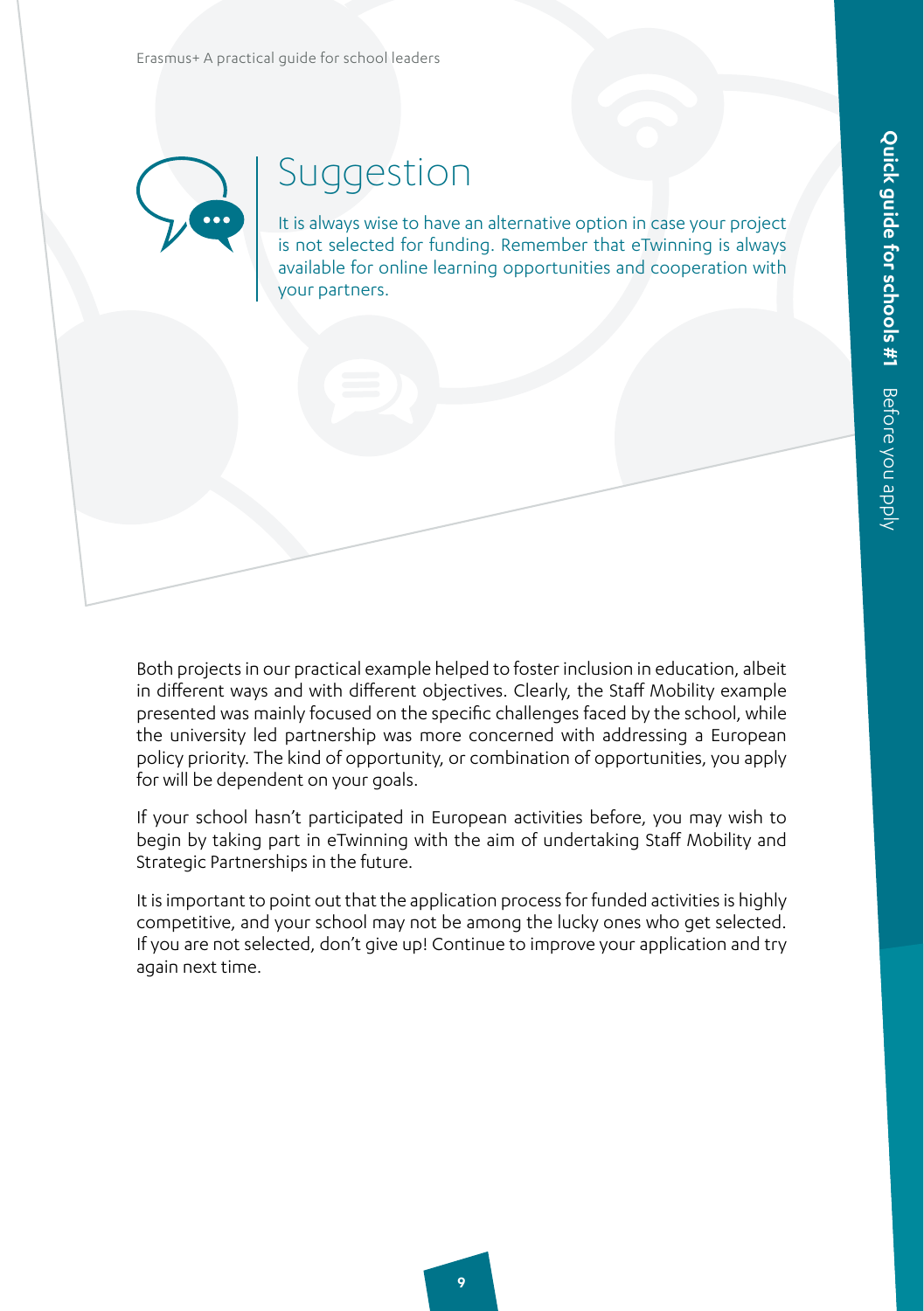## Suggestion

It is always wise to have an alternative option in case your project is not selected for funding. Remember that eTwinning is always available for online learning opportunities and cooperation with your partners.

Both projects in our practical example helped to foster inclusion in education, albeit in different ways and with different objectives. Clearly, the Staff Mobility example presented was mainly focused on the specific challenges faced by the school, while the university led partnership was more concerned with addressing a European policy priority. The kind of opportunity, or combination of opportunities, you apply for will be dependent on your goals.

If your school hasn't participated in European activities before, you may wish to begin by taking part in eTwinning with the aim of undertaking Staff Mobility and Strategic Partnerships in the future.

It is important to point out that the application process for funded activities is highly competitive, and your school may not be among the lucky ones who get selected. If you are not selected, don't give up! Continue to improve your application and try again next time.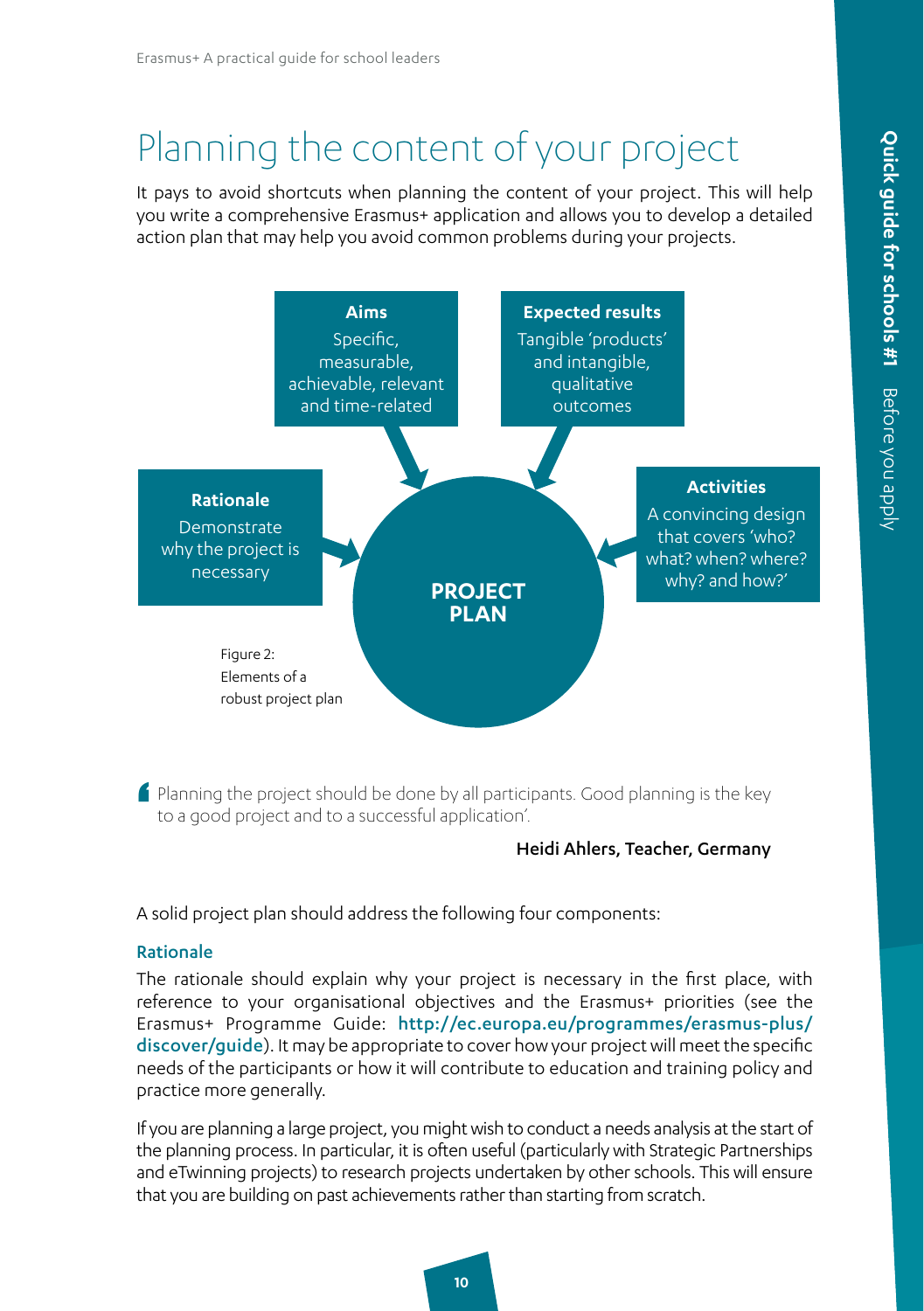# Planning the content of your project

It pays to avoid shortcuts when planning the content of your project. This will help you write a comprehensive Erasmus+ application and allows you to develop a detailed action plan that may help you avoid common problems during your projects.

**Aims**
Specific, measurable, achievable, relevant and time-related

**Expected results**
Tangible 'products' and intangible, qualitative outcomes

**Rationale**
Demonstrate why the project is necessary

**Activities**
A convincing design that covers 'who? what? when? where? why? and how?'

**PROJECT PLAN**

Figure 2: Elements of a robust project plan

> 'Planning the project should be done by all participants. Good planning is the key to a good project and to a successful application'.
>
> **Heidi Ahlers, Teacher, Germany**

A solid project plan should address the following four components:

### Rationale

The rationale should explain why your project is necessary in the first place, with reference to your organisational objectives and the Erasmus+ priorities (see the Erasmus+ Programme Guide: **http://ec.europa.eu/programmes/erasmus-plus/discover/guide**). It may be appropriate to cover how your project will meet the specific needs of the participants or how it will contribute to education and training policy and practice more generally.

If you are planning a large project, you might wish to conduct a needs analysis at the start of the planning process. In particular, it is often useful (particularly with Strategic Partnerships and eTwinning projects) to research projects undertaken by other schools. This will ensure that you are building on past achievements rather than starting from scratch.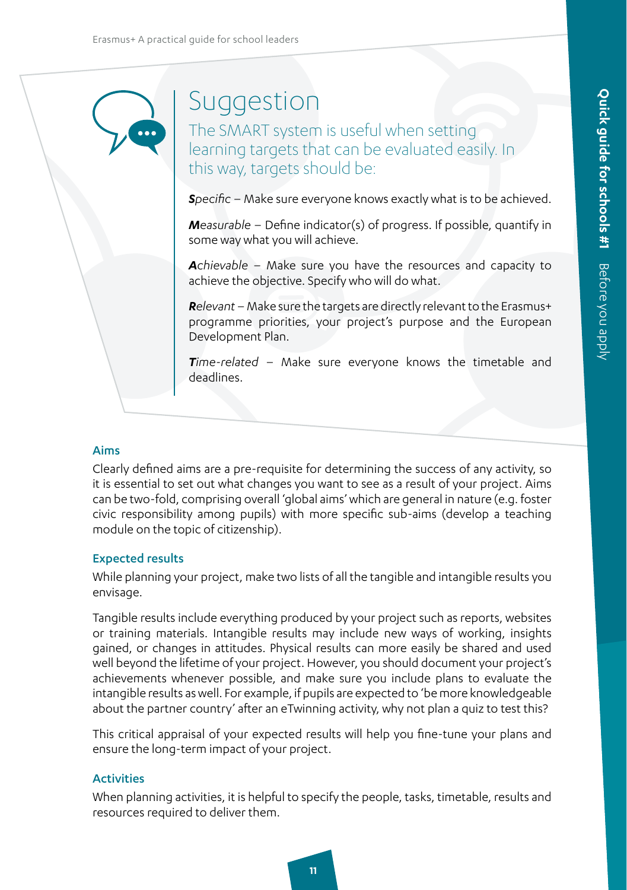## Suggestion

The SMART system is useful when setting learning targets that can be evaluated easily. In this way, targets should be:

***S****pecific* – Make sure everyone knows exactly what is to be achieved.

***M****easurable* – Define indicator(s) of progress. If possible, quantify in some way what you will achieve.

***A****chievable* – Make sure you have the resources and capacity to achieve the objective. Specify who will do what.

***R****elevant* – Make sure the targets are directly relevant to the Erasmus+ programme priorities, your project's purpose and the European Development Plan.

***T****ime-related* – Make sure everyone knows the timetable and deadlines.

### Aims

Clearly defined aims are a pre-requisite for determining the success of any activity, so it is essential to set out what changes you want to see as a result of your project. Aims can be two-fold, comprising overall 'global aims' which are general in nature (e.g. foster civic responsibility among pupils) with more specific sub-aims (develop a teaching module on the topic of citizenship).

### Expected results

While planning your project, make two lists of all the tangible and intangible results you envisage.

Tangible results include everything produced by your project such as reports, websites or training materials. Intangible results may include new ways of working, insights gained, or changes in attitudes. Physical results can more easily be shared and used well beyond the lifetime of your project. However, you should document your project's achievements whenever possible, and make sure you include plans to evaluate the intangible results as well. For example, if pupils are expected to 'be more knowledgeable about the partner country' after an eTwinning activity, why not plan a quiz to test this?

This critical appraisal of your expected results will help you fine-tune your plans and ensure the long-term impact of your project.

### Activities

When planning activities, it is helpful to specify the people, tasks, timetable, results and resources required to deliver them.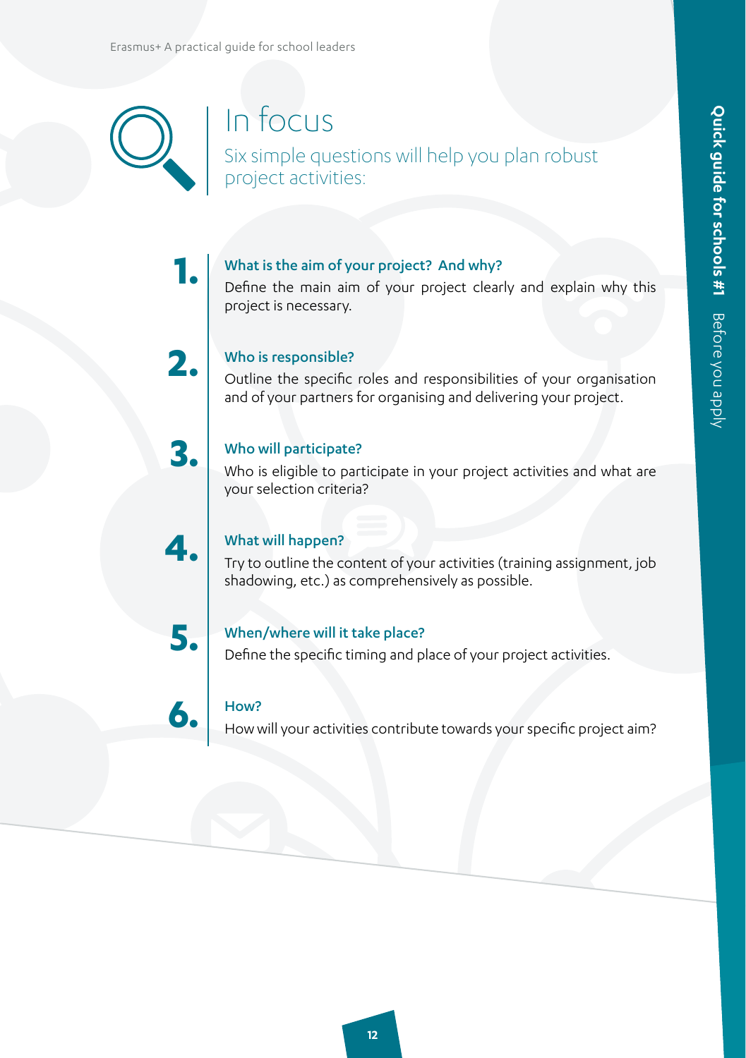# In focus

## Six simple questions will help you plan robust project activities:

**1. What is the aim of your project? And why?**

Define the main aim of your project clearly and explain why this project is necessary.

**2. Who is responsible?**

Outline the specific roles and responsibilities of your organisation and of your partners for organising and delivering your project.

**3. Who will participate?**

Who is eligible to participate in your project activities and what are your selection criteria?

**4. What will happen?**

Try to outline the content of your activities (training assignment, job shadowing, etc.) as comprehensively as possible.

**5. When/where will it take place?**

Define the specific timing and place of your project activities.

**6. How?**

How will your activities contribute towards your specific project aim?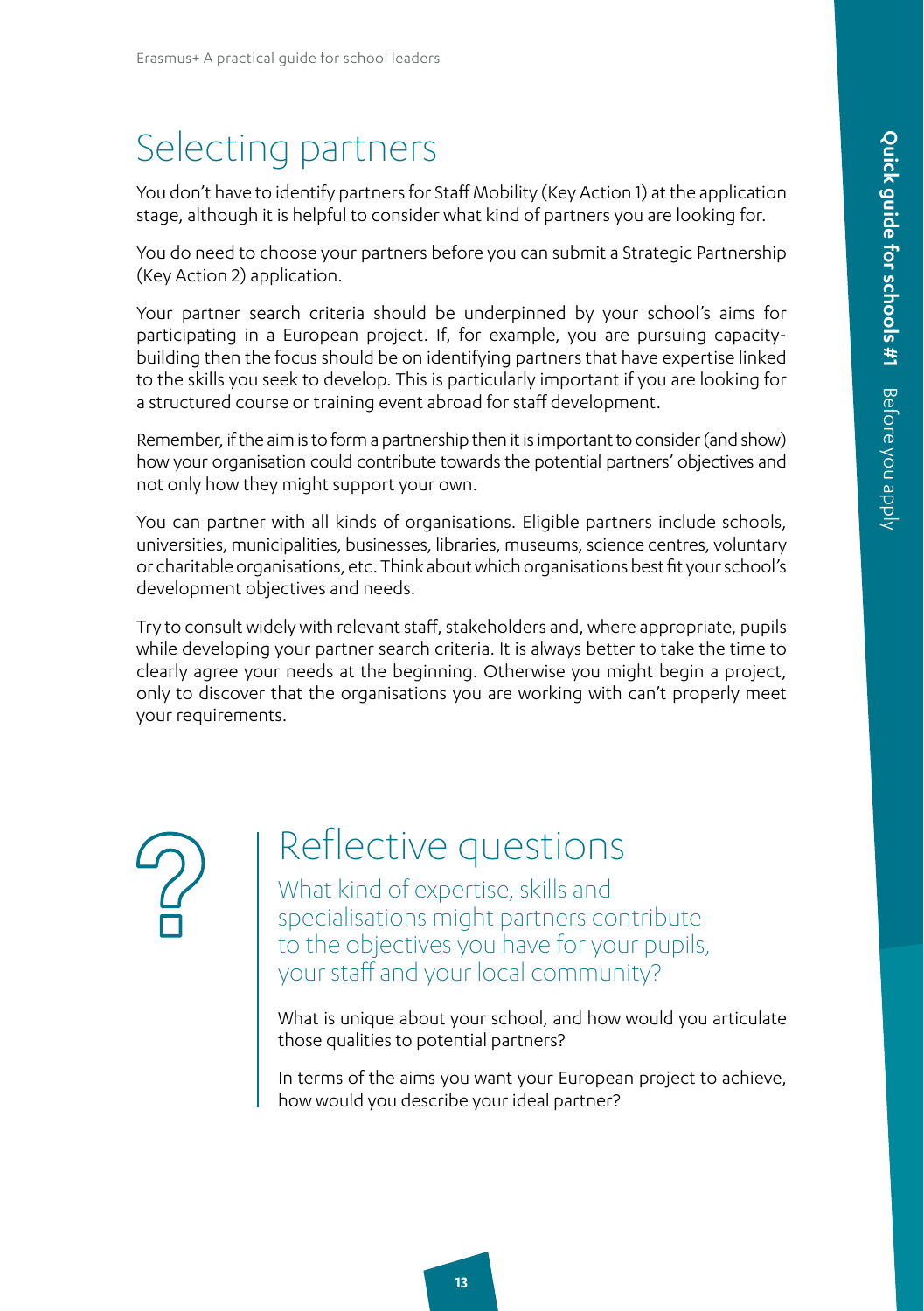# Selecting partners

You don't have to identify partners for Staff Mobility (Key Action 1) at the application stage, although it is helpful to consider what kind of partners you are looking for.

You do need to choose your partners before you can submit a Strategic Partnership (Key Action 2) application.

Your partner search criteria should be underpinned by your school's aims for participating in a European project. If, for example, you are pursuing capacity-building then the focus should be on identifying partners that have expertise linked to the skills you seek to develop. This is particularly important if you are looking for a structured course or training event abroad for staff development.

Remember, if the aim is to form a partnership then it is important to consider (and show) how your organisation could contribute towards the potential partners' objectives and not only how they might support your own.

You can partner with all kinds of organisations. Eligible partners include schools, universities, municipalities, businesses, libraries, museums, science centres, voluntary or charitable organisations, etc. Think about which organisations best fit your school's development objectives and needs.

Try to consult widely with relevant staff, stakeholders and, where appropriate, pupils while developing your partner search criteria. It is always better to take the time to clearly agree your needs at the beginning. Otherwise you might begin a project, only to discover that the organisations you are working with can't properly meet your requirements.

## Reflective questions

What kind of expertise, skills and specialisations might partners contribute to the objectives you have for your pupils, your staff and your local community?

What is unique about your school, and how would you articulate those qualities to potential partners?

In terms of the aims you want your European project to achieve, how would you describe your ideal partner?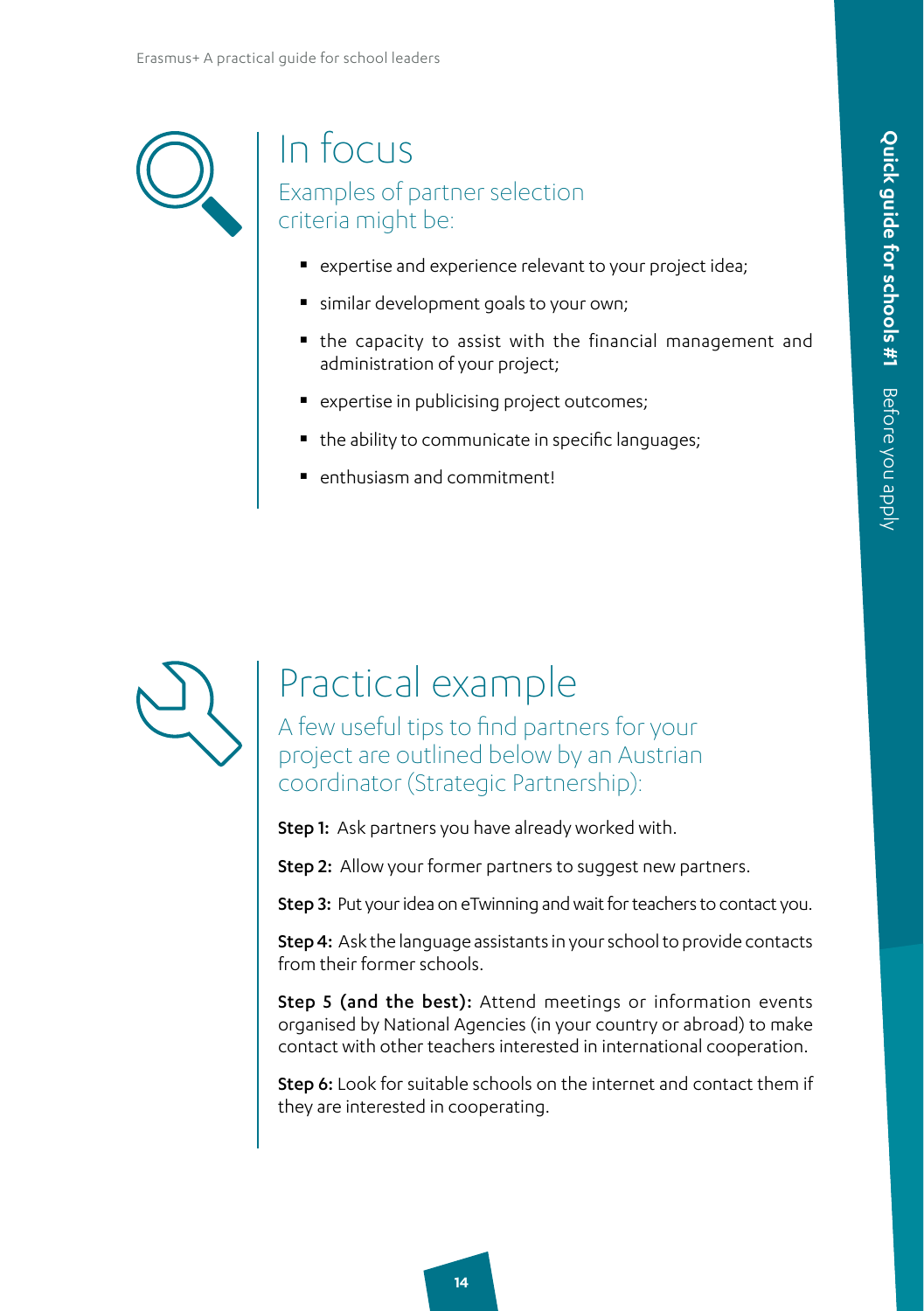## In focus

### Examples of partner selection criteria might be:

- expertise and experience relevant to your project idea;
- similar development goals to your own;
- the capacity to assist with the financial management and administration of your project;
- expertise in publicising project outcomes;
- the ability to communicate in specific languages;
- enthusiasm and commitment!

## Practical example

### A few useful tips to find partners for your project are outlined below by an Austrian coordinator (Strategic Partnership):

**Step 1:** Ask partners you have already worked with.

**Step 2:** Allow your former partners to suggest new partners.

**Step 3:** Put your idea on eTwinning and wait for teachers to contact you.

**Step 4:** Ask the language assistants in your school to provide contacts from their former schools.

**Step 5 (and the best):** Attend meetings or information events organised by National Agencies (in your country or abroad) to make contact with other teachers interested in international cooperation.

**Step 6:** Look for suitable schools on the internet and contact them if they are interested in cooperating.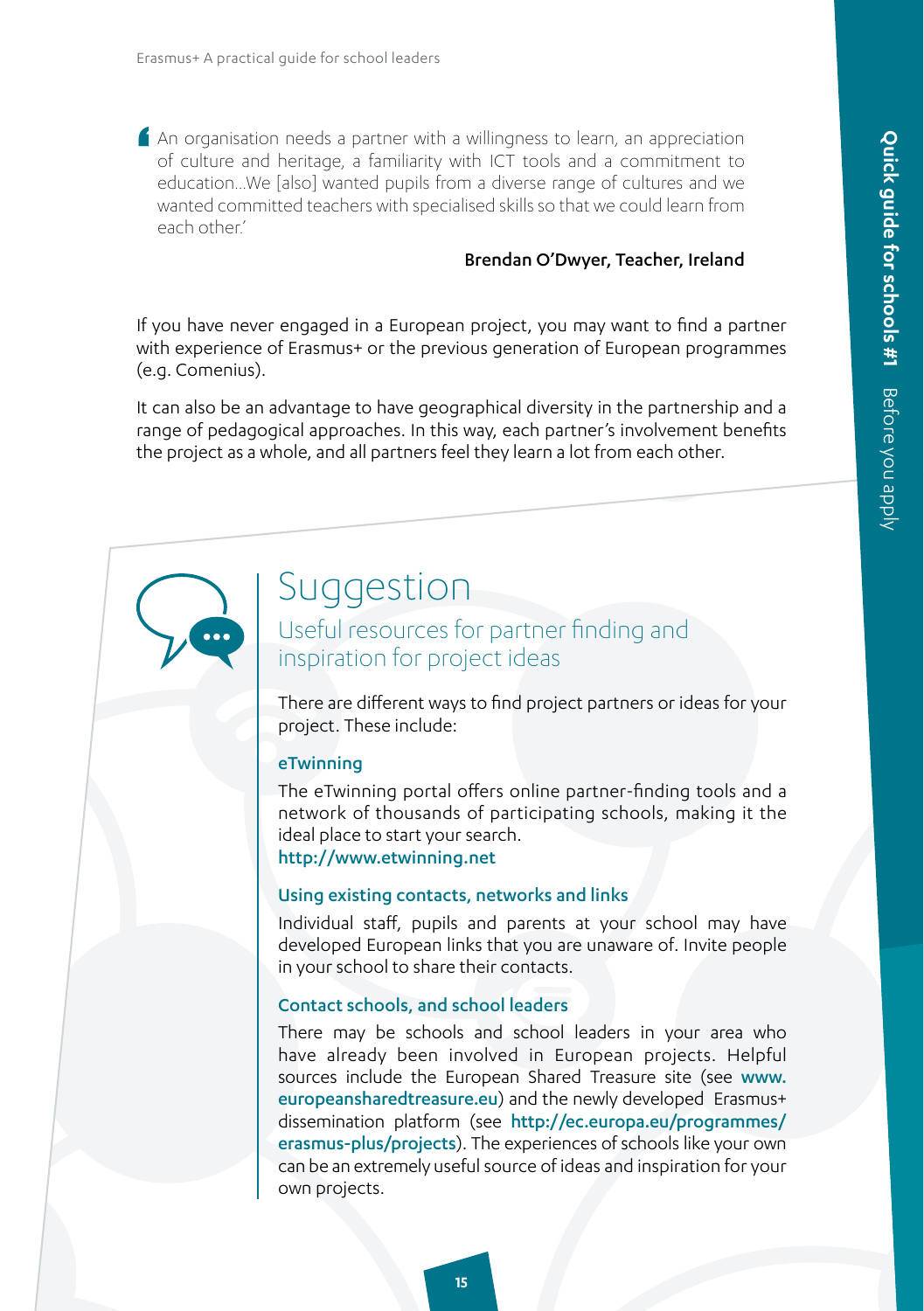'An organisation needs a partner with a willingness to learn, an appreciation of culture and heritage, a familiarity with ICT tools and a commitment to education...We [also] wanted pupils from a diverse range of cultures and we wanted committed teachers with specialised skills so that we could learn from each other.'

**Brendan O'Dwyer, Teacher, Ireland**

If you have never engaged in a European project, you may want to find a partner with experience of Erasmus+ or the previous generation of European programmes (e.g. Comenius).

It can also be an advantage to have geographical diversity in the partnership and a range of pedagogical approaches. In this way, each partner's involvement benefits the project as a whole, and all partners feel they learn a lot from each other.

## Suggestion

### Useful resources for partner finding and inspiration for project ideas

There are different ways to find project partners or ideas for your project. These include:

#### eTwinning

The eTwinning portal offers online partner-finding tools and a network of thousands of participating schools, making it the ideal place to start your search.
http://www.etwinning.net

#### Using existing contacts, networks and links

Individual staff, pupils and parents at your school may have developed European links that you are unaware of. Invite people in your school to share their contacts.

#### Contact schools, and school leaders

There may be schools and school leaders in your area who have already been involved in European projects. Helpful sources include the European Shared Treasure site (see www.europeansharedtreasure.eu) and the newly developed Erasmus+ dissemination platform (see http://ec.europa.eu/programmes/erasmus-plus/projects). The experiences of schools like your own can be an extremely useful source of ideas and inspiration for your own projects.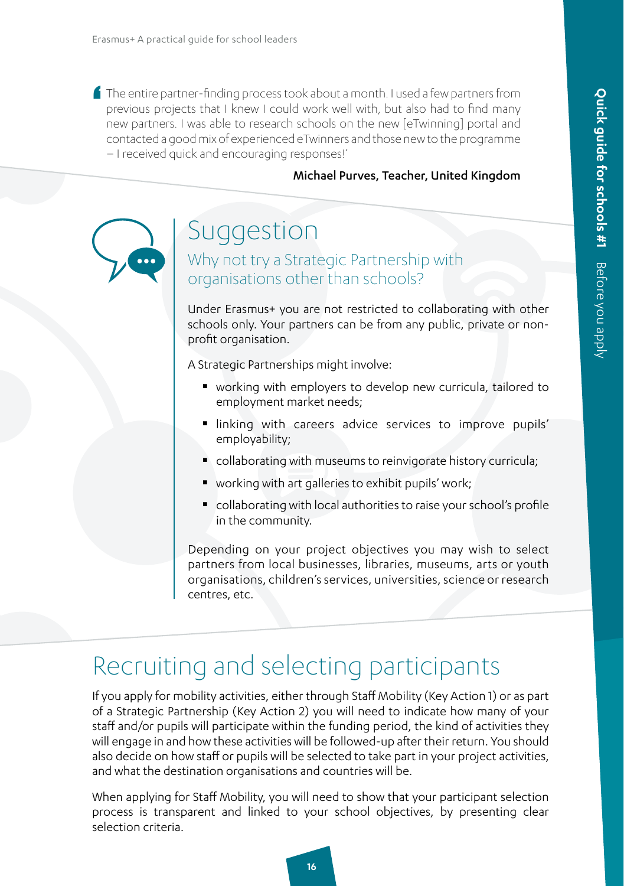‘The entire partner-finding process took about a month. I used a few partners from previous projects that I knew I could work well with, but also had to find many new partners. I was able to research schools on the new [eTwinning] portal and contacted a good mix of experienced eTwinners and those new to the programme – I received quick and encouraging responses!’

**Michael Purves, Teacher, United Kingdom**

## Suggestion

### Why not try a Strategic Partnership with organisations other than schools?

Under Erasmus+ you are not restricted to collaborating with other schools only. Your partners can be from any public, private or non-profit organisation.

A Strategic Partnerships might involve:

- working with employers to develop new curricula, tailored to employment market needs;
- linking with careers advice services to improve pupils’ employability;
- collaborating with museums to reinvigorate history curricula;
- working with art galleries to exhibit pupils’ work;
- collaborating with local authorities to raise your school’s profile in the community.

Depending on your project objectives you may wish to select partners from local businesses, libraries, museums, arts or youth organisations, children’s services, universities, science or research centres, etc.

# Recruiting and selecting participants

If you apply for mobility activities, either through Staff Mobility (Key Action 1) or as part of a Strategic Partnership (Key Action 2) you will need to indicate how many of your staff and/or pupils will participate within the funding period, the kind of activities they will engage in and how these activities will be followed-up after their return. You should also decide on how staff or pupils will be selected to take part in your project activities, and what the destination organisations and countries will be.

When applying for Staff Mobility, you will need to show that your participant selection process is transparent and linked to your school objectives, by presenting clear selection criteria.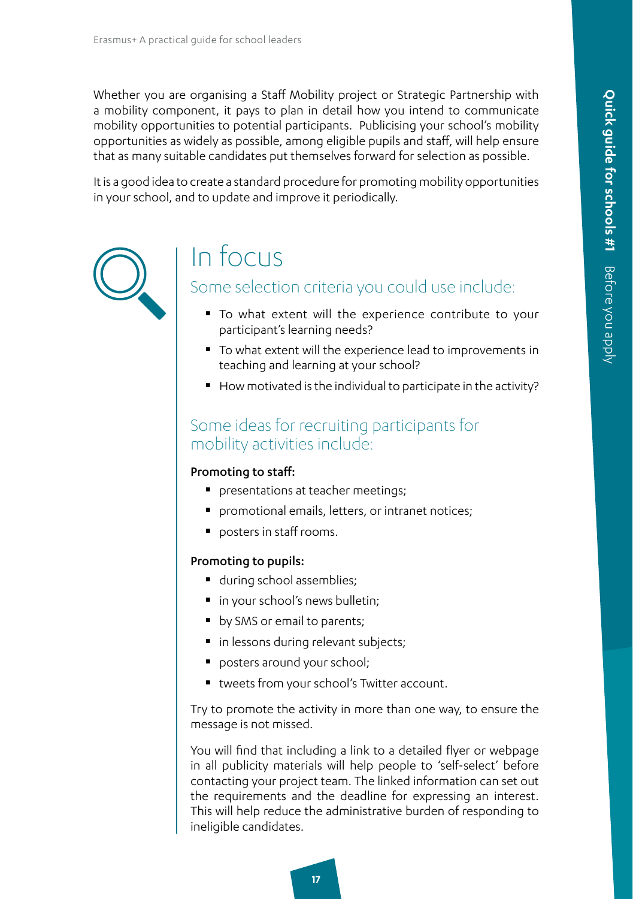Whether you are organising a Staff Mobility project or Strategic Partnership with a mobility component, it pays to plan in detail how you intend to communicate mobility opportunities to potential participants. Publicising your school's mobility opportunities as widely as possible, among eligible pupils and staff, will help ensure that as many suitable candidates put themselves forward for selection as possible.

It is a good idea to create a standard procedure for promoting mobility opportunities in your school, and to update and improve it periodically.

# In focus

## Some selection criteria you could use include:

- To what extent will the experience contribute to your participant's learning needs?
- To what extent will the experience lead to improvements in teaching and learning at your school?
- How motivated is the individual to participate in the activity?

## Some ideas for recruiting participants for mobility activities include:

**Promoting to staff:**

- presentations at teacher meetings;
- promotional emails, letters, or intranet notices;
- posters in staff rooms.

**Promoting to pupils:**

- during school assemblies;
- in your school's news bulletin;
- by SMS or email to parents;
- in lessons during relevant subjects;
- posters around your school;
- tweets from your school's Twitter account.

Try to promote the activity in more than one way, to ensure the message is not missed.

You will find that including a link to a detailed flyer or webpage in all publicity materials will help people to 'self-select' before contacting your project team. The linked information can set out the requirements and the deadline for expressing an interest. This will help reduce the administrative burden of responding to ineligible candidates.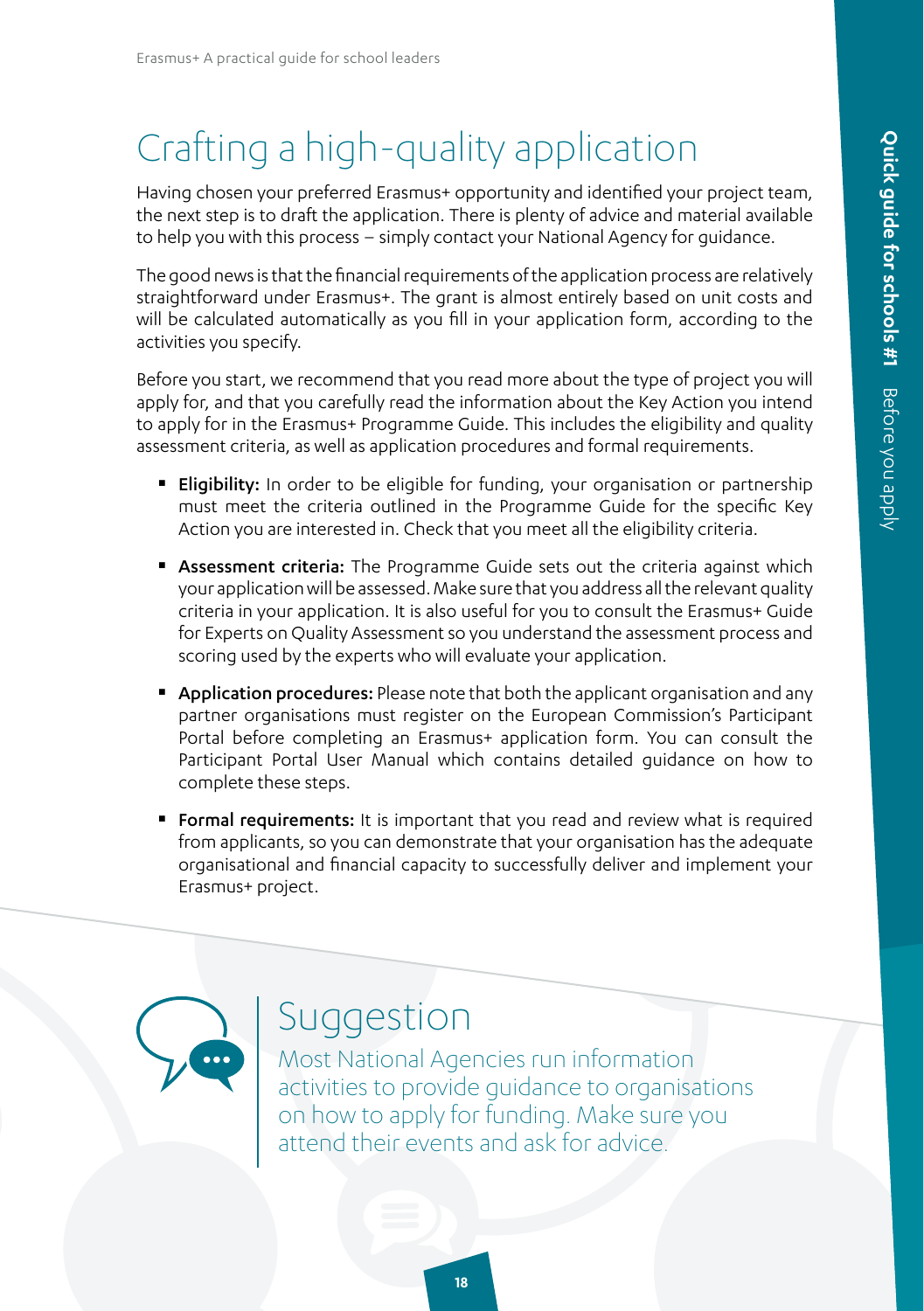# Crafting a high-quality application

Having chosen your preferred Erasmus+ opportunity and identified your project team, the next step is to draft the application. There is plenty of advice and material available to help you with this process – simply contact your National Agency for guidance.

The good news is that the financial requirements of the application process are relatively straightforward under Erasmus+. The grant is almost entirely based on unit costs and will be calculated automatically as you fill in your application form, according to the activities you specify.

Before you start, we recommend that you read more about the type of project you will apply for, and that you carefully read the information about the Key Action you intend to apply for in the Erasmus+ Programme Guide. This includes the eligibility and quality assessment criteria, as well as application procedures and formal requirements.

- **Eligibility:** In order to be eligible for funding, your organisation or partnership must meet the criteria outlined in the Programme Guide for the specific Key Action you are interested in. Check that you meet all the eligibility criteria.
- **Assessment criteria:** The Programme Guide sets out the criteria against which your application will be assessed. Make sure that you address all the relevant quality criteria in your application. It is also useful for you to consult the Erasmus+ Guide for Experts on Quality Assessment so you understand the assessment process and scoring used by the experts who will evaluate your application.
- **Application procedures:** Please note that both the applicant organisation and any partner organisations must register on the European Commission's Participant Portal before completing an Erasmus+ application form. You can consult the Participant Portal User Manual which contains detailed guidance on how to complete these steps.
- **Formal requirements:** It is important that you read and review what is required from applicants, so you can demonstrate that your organisation has the adequate organisational and financial capacity to successfully deliver and implement your Erasmus+ project.

## Suggestion

Most National Agencies run information activities to provide guidance to organisations on how to apply for funding. Make sure you attend their events and ask for advice.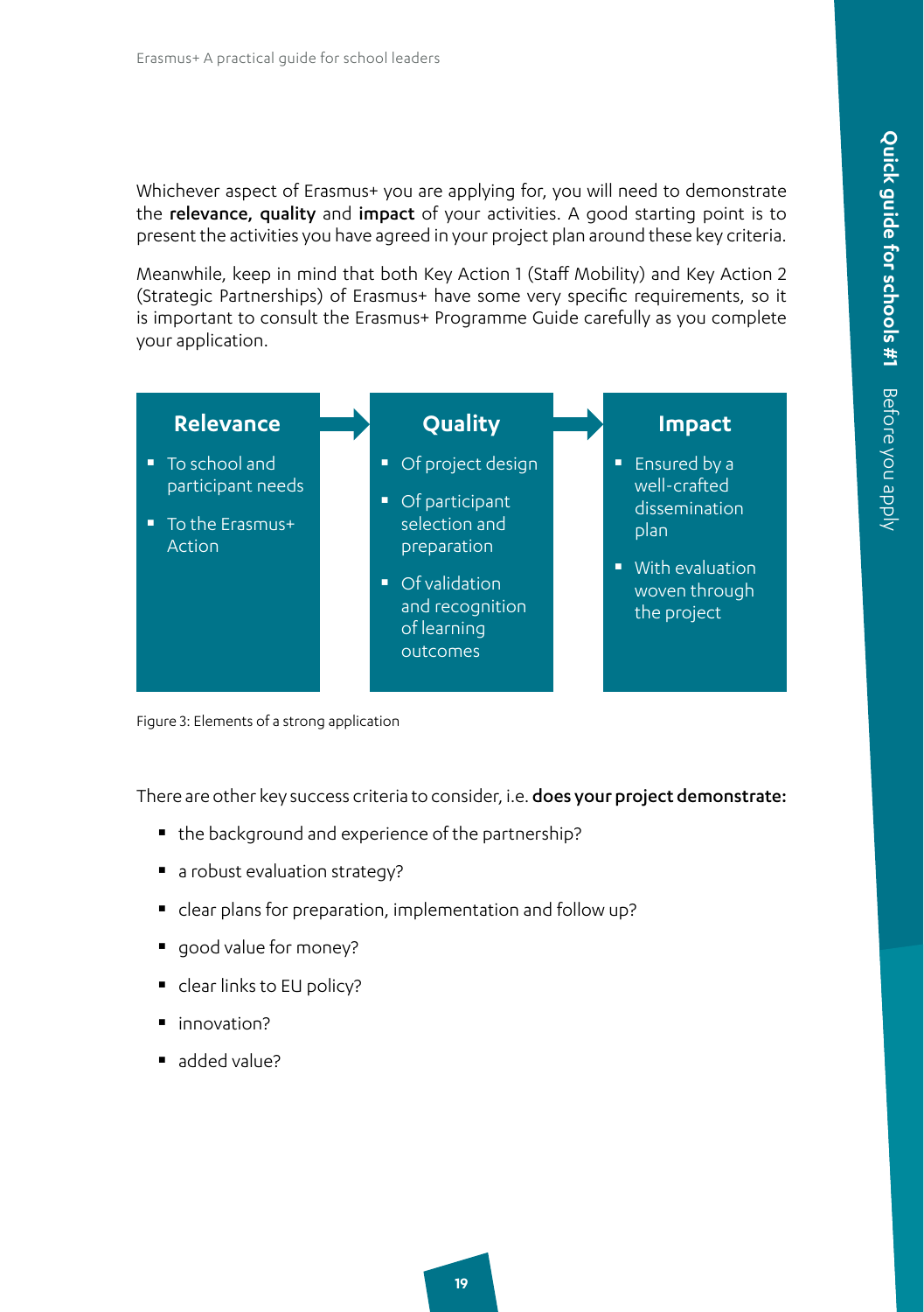Whichever aspect of Erasmus+ you are applying for, you will need to demonstrate the **relevance**, **quality** and **impact** of your activities. A good starting point is to present the activities you have agreed in your project plan around these key criteria.

Meanwhile, keep in mind that both Key Action 1 (Staff Mobility) and Key Action 2 (Strategic Partnerships) of Erasmus+ have some very specific requirements, so it is important to consult the Erasmus+ Programme Guide carefully as you complete your application.

**Relevance**

- To school and participant needs
- To the Erasmus+ Action

**Quality**

- Of project design
- Of participant selection and preparation
- Of validation and recognition of learning outcomes

**Impact**

- Ensured by a well-crafted dissemination plan
- With evaluation woven through the project

Figure 3: Elements of a strong application

There are other key success criteria to consider, i.e. **does your project demonstrate:**

- the background and experience of the partnership?
- a robust evaluation strategy?
- clear plans for preparation, implementation and follow up?
- good value for money?
- clear links to EU policy?
- innovation?
- added value?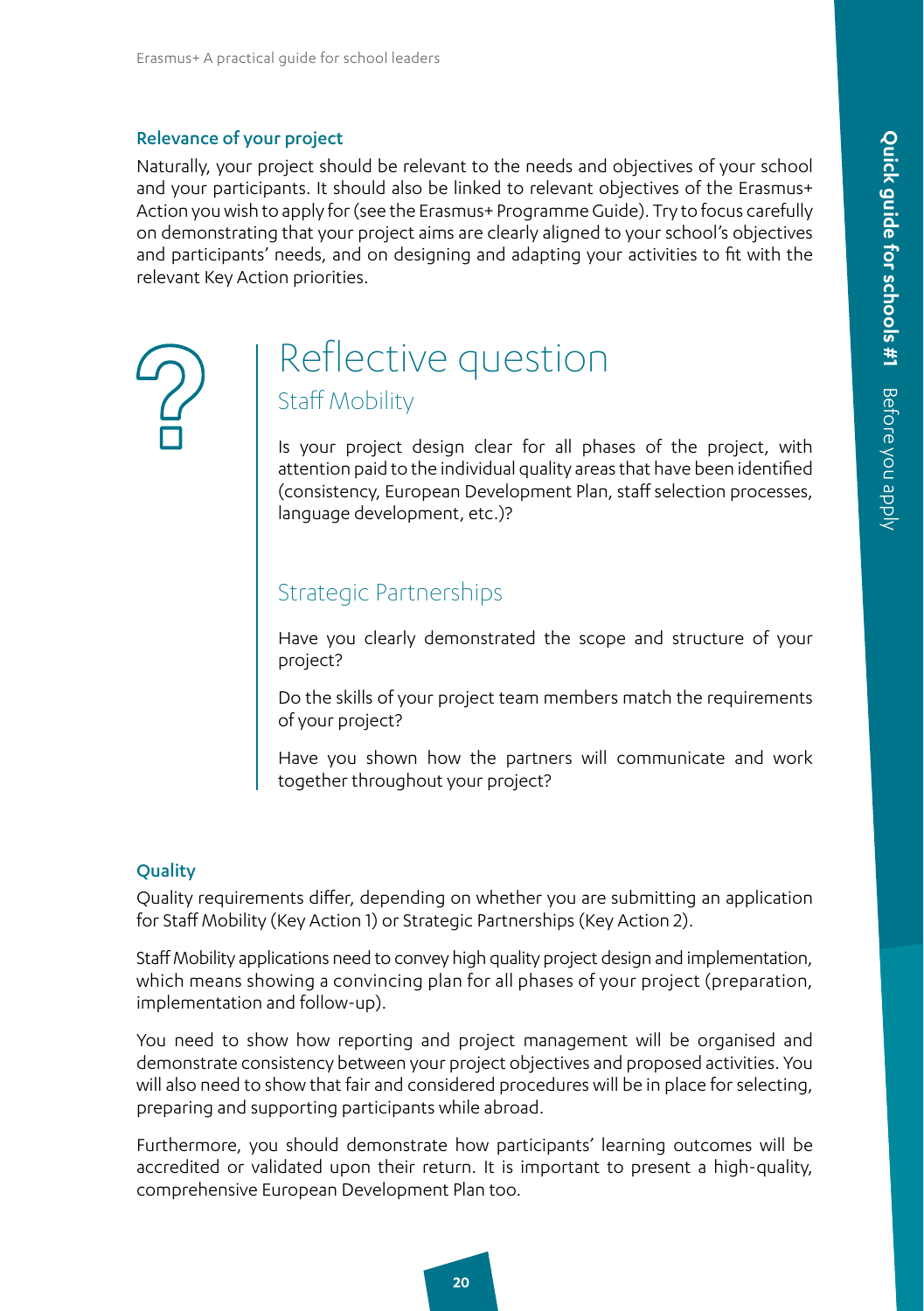### Relevance of your project

Naturally, your project should be relevant to the needs and objectives of your school and your participants. It should also be linked to relevant objectives of the Erasmus+ Action you wish to apply for (see the Erasmus+ Programme Guide). Try to focus carefully on demonstrating that your project aims are clearly aligned to your school's objectives and participants' needs, and on designing and adapting your activities to fit with the relevant Key Action priorities.

## Reflective question

### Staff Mobility

Is your project design clear for all phases of the project, with attention paid to the individual quality areas that have been identified (consistency, European Development Plan, staff selection processes, language development, etc.)?

### Strategic Partnerships

Have you clearly demonstrated the scope and structure of your project?

Do the skills of your project team members match the requirements of your project?

Have you shown how the partners will communicate and work together throughout your project?

### Quality

Quality requirements differ, depending on whether you are submitting an application for Staff Mobility (Key Action 1) or Strategic Partnerships (Key Action 2).

Staff Mobility applications need to convey high quality project design and implementation, which means showing a convincing plan for all phases of your project (preparation, implementation and follow-up).

You need to show how reporting and project management will be organised and demonstrate consistency between your project objectives and proposed activities. You will also need to show that fair and considered procedures will be in place for selecting, preparing and supporting participants while abroad.

Furthermore, you should demonstrate how participants' learning outcomes will be accredited or validated upon their return. It is important to present a high-quality, comprehensive European Development Plan too.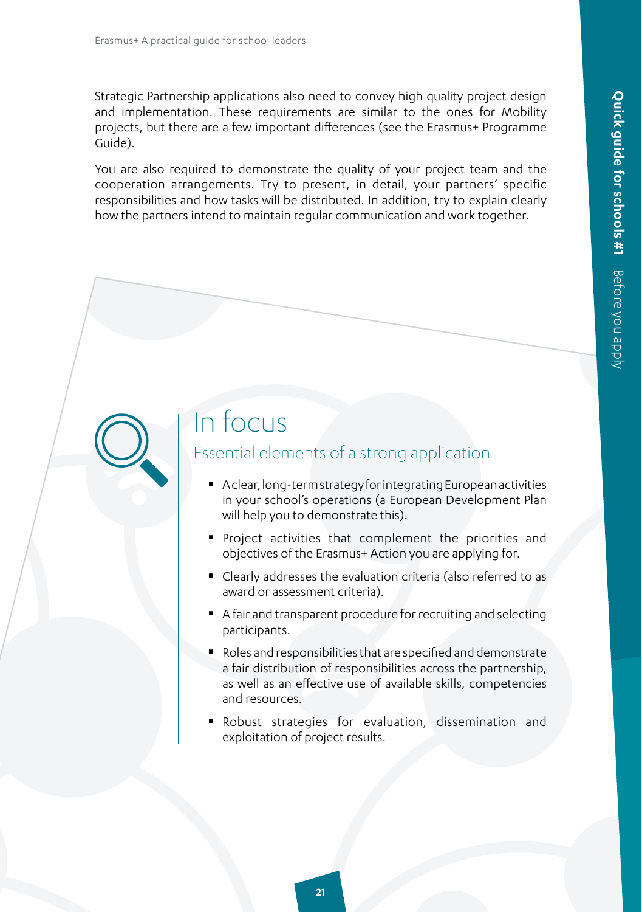Strategic Partnership applications also need to convey high quality project design and implementation. These requirements are similar to the ones for Mobility projects, but there are a few important differences (see the Erasmus+ Programme Guide).

You are also required to demonstrate the quality of your project team and the cooperation arrangements. Try to present, in detail, your partners' specific responsibilities and how tasks will be distributed. In addition, try to explain clearly how the partners intend to maintain regular communication and work together.

## In focus

### Essential elements of a strong application

- A clear, long-term strategy for integrating European activities in your school's operations (a European Development Plan will help you to demonstrate this).
- Project activities that complement the priorities and objectives of the Erasmus+ Action you are applying for.
- Clearly addresses the evaluation criteria (also referred to as award or assessment criteria).
- A fair and transparent procedure for recruiting and selecting participants.
- Roles and responsibilities that are specified and demonstrate a fair distribution of responsibilities across the partnership, as well as an effective use of available skills, competencies and resources.
- Robust strategies for evaluation, dissemination and exploitation of project results.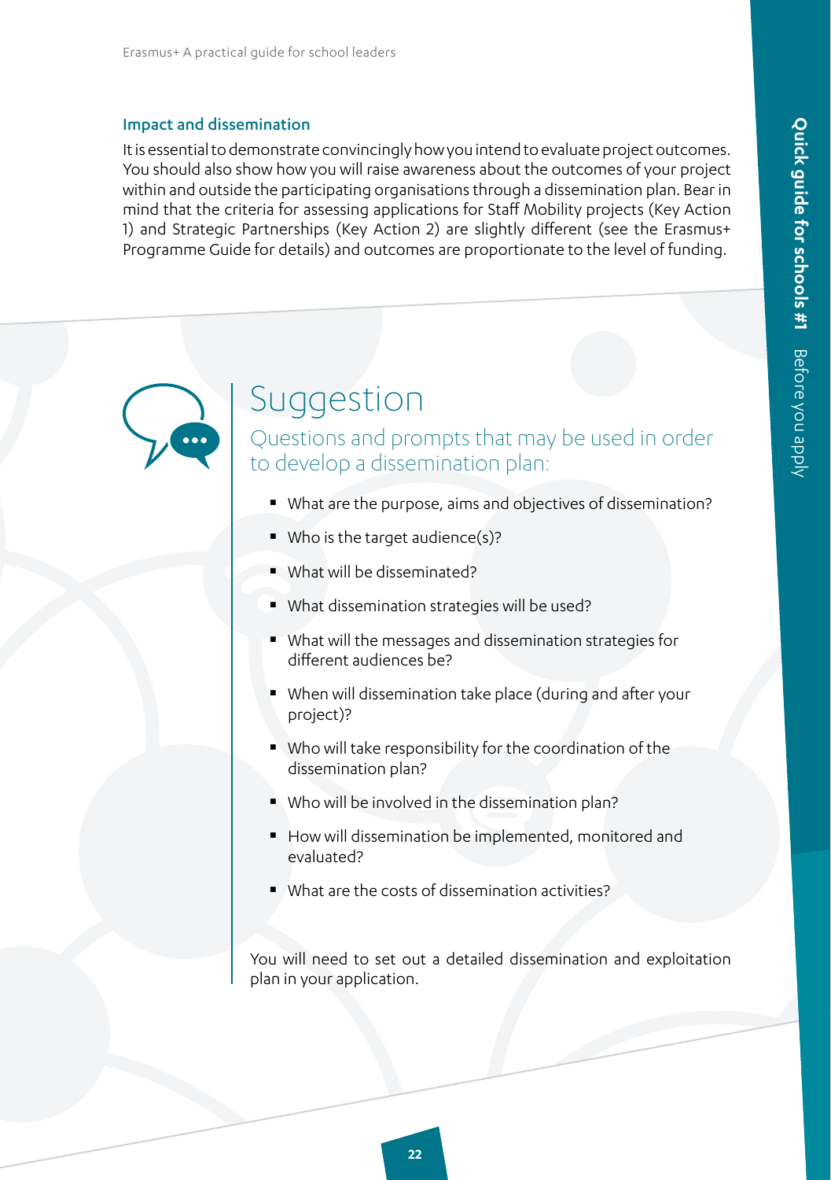### Impact and dissemination

It is essential to demonstrate convincingly how you intend to evaluate project outcomes. You should also show how you will raise awareness about the outcomes of your project within and outside the participating organisations through a dissemination plan. Bear in mind that the criteria for assessing applications for Staff Mobility projects (Key Action 1) and Strategic Partnerships (Key Action 2) are slightly different (see the Erasmus+ Programme Guide for details) and outcomes are proportionate to the level of funding.

## Suggestion

### Questions and prompts that may be used in order to develop a dissemination plan:

- What are the purpose, aims and objectives of dissemination?
- Who is the target audience(s)?
- What will be disseminated?
- What dissemination strategies will be used?
- What will the messages and dissemination strategies for different audiences be?
- When will dissemination take place (during and after your project)?
- Who will take responsibility for the coordination of the dissemination plan?
- Who will be involved in the dissemination plan?
- How will dissemination be implemented, monitored and evaluated?
- What are the costs of dissemination activities?

You will need to set out a detailed dissemination and exploitation plan in your application.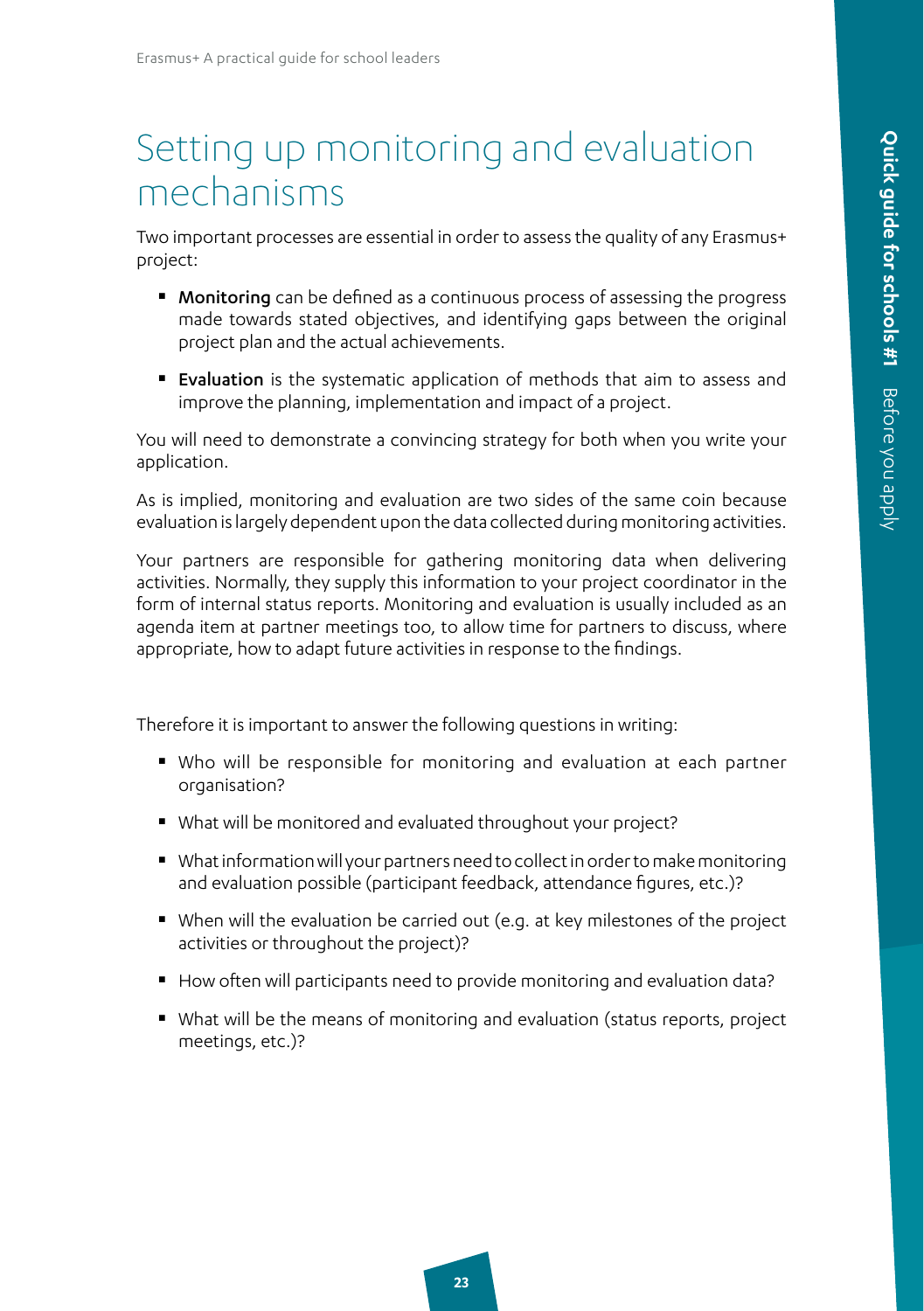# Setting up monitoring and evaluation mechanisms

Two important processes are essential in order to assess the quality of any Erasmus+ project:

- **Monitoring** can be defined as a continuous process of assessing the progress made towards stated objectives, and identifying gaps between the original project plan and the actual achievements.
- **Evaluation** is the systematic application of methods that aim to assess and improve the planning, implementation and impact of a project.

You will need to demonstrate a convincing strategy for both when you write your application.

As is implied, monitoring and evaluation are two sides of the same coin because evaluation is largely dependent upon the data collected during monitoring activities.

Your partners are responsible for gathering monitoring data when delivering activities. Normally, they supply this information to your project coordinator in the form of internal status reports. Monitoring and evaluation is usually included as an agenda item at partner meetings too, to allow time for partners to discuss, where appropriate, how to adapt future activities in response to the findings.

Therefore it is important to answer the following questions in writing:

- Who will be responsible for monitoring and evaluation at each partner organisation?
- What will be monitored and evaluated throughout your project?
- What information will your partners need to collect in order to make monitoring and evaluation possible (participant feedback, attendance figures, etc.)?
- When will the evaluation be carried out (e.g. at key milestones of the project activities or throughout the project)?
- How often will participants need to provide monitoring and evaluation data?
- What will be the means of monitoring and evaluation (status reports, project meetings, etc.)?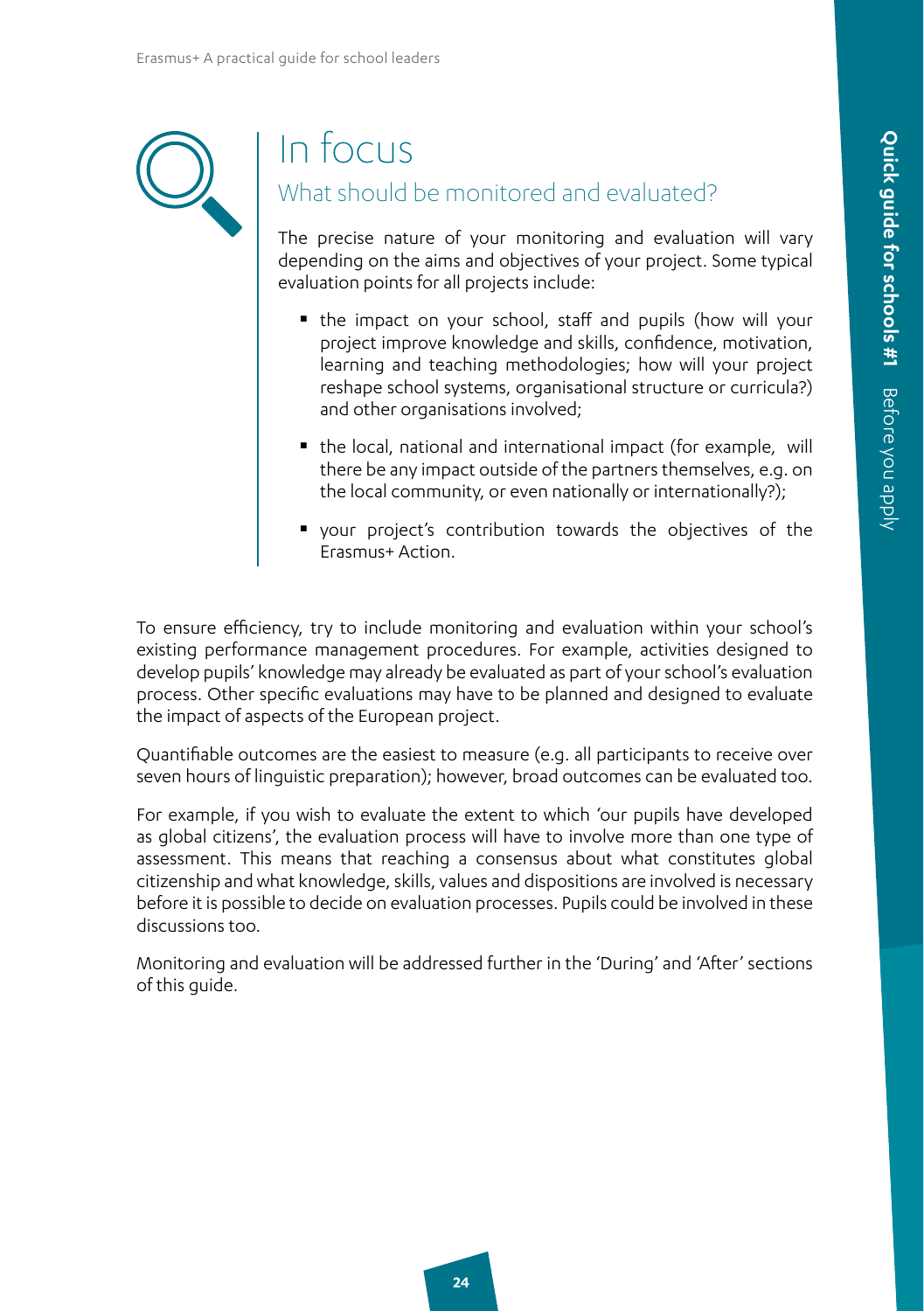# In focus

## What should be monitored and evaluated?

The precise nature of your monitoring and evaluation will vary depending on the aims and objectives of your project. Some typical evaluation points for all projects include:

- the impact on your school, staff and pupils (how will your project improve knowledge and skills, confidence, motivation, learning and teaching methodologies; how will your project reshape school systems, organisational structure or curricula?) and other organisations involved;
- the local, national and international impact (for example, will there be any impact outside of the partners themselves, e.g. on the local community, or even nationally or internationally?);
- your project's contribution towards the objectives of the Erasmus+ Action.

To ensure efficiency, try to include monitoring and evaluation within your school's existing performance management procedures. For example, activities designed to develop pupils' knowledge may already be evaluated as part of your school's evaluation process. Other specific evaluations may have to be planned and designed to evaluate the impact of aspects of the European project.

Quantifiable outcomes are the easiest to measure (e.g. all participants to receive over seven hours of linguistic preparation); however, broad outcomes can be evaluated too.

For example, if you wish to evaluate the extent to which 'our pupils have developed as global citizens', the evaluation process will have to involve more than one type of assessment. This means that reaching a consensus about what constitutes global citizenship and what knowledge, skills, values and dispositions are involved is necessary before it is possible to decide on evaluation processes. Pupils could be involved in these discussions too.

Monitoring and evaluation will be addressed further in the 'During' and 'After' sections of this guide.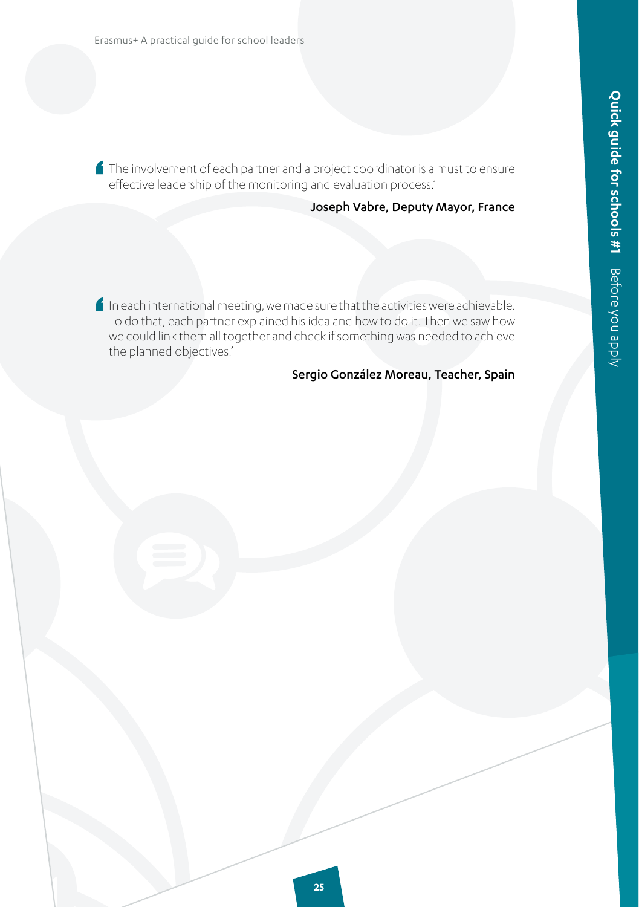'The involvement of each partner and a project coordinator is a must to ensure effective leadership of the monitoring and evaluation process.'

**Joseph Vabre, Deputy Mayor, France**

'In each international meeting, we made sure that the activities were achievable. To do that, each partner explained his idea and how to do it. Then we saw how we could link them all together and check if something was needed to achieve the planned objectives.'

**Sergio González Moreau, Teacher, Spain**